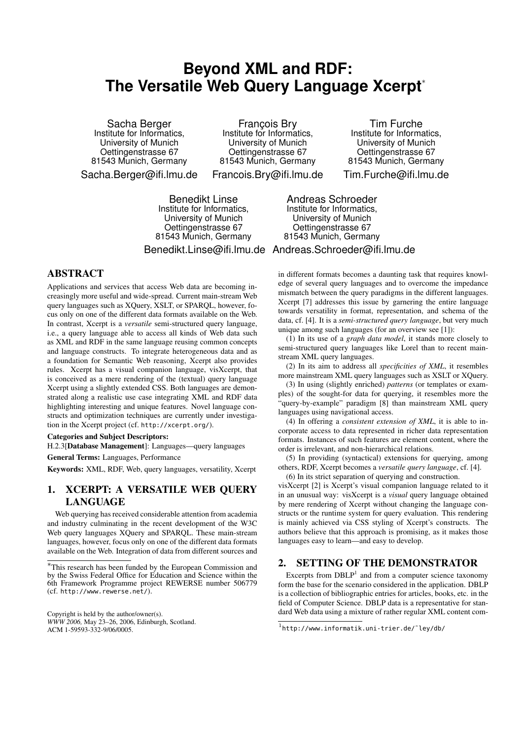# Beyond XML and RDF: The Versatile Web Query Language Xcerpt*

Sacha Berger
Institute for Informatics, University of Munich
Oettingenstrasse 67
81543 Munich, Germany
Sacha.Berger@ifi.lmu.de

François Bry
Institute for Informatics, University of Munich
Oettingenstrasse 67
81543 Munich, Germany
Francois.Bry@ifi.lmu.de

Tim Furche
Institute for Informatics, University of Munich
Oettingenstrasse 67
81543 Munich, Germany
Tim.Furche@ifi.lmu.de

Benedikt Linse
Institute for Informatics, University of Munich
Oettingenstrasse 67
81543 Munich, Germany
Benedikt.Linse@ifi.lmu.de

Andreas Schroeder
Institute for Informatics, University of Munich
Oettingenstrasse 67
81543 Munich, Germany
Andreas.Schroeder@ifi.lmu.de

## ABSTRACT

Applications and services that access Web data are becoming increasingly more useful and wide-spread. Current main-stream Web query languages such as XQuery, XSLT, or SPARQL, however, focus only on one of the different data formats available on the Web. In contrast, Xcerpt is a *versatile* semi-structured query language, i.e., a query language able to access all kinds of Web data such as XML and RDF in the same language reusing common concepts and language constructs. To integrate heterogeneous data and as a foundation for Semantic Web reasoning, Xcerpt also provides rules. Xcerpt has a visual companion language, visXcerpt, that is conceived as a mere rendering of the (textual) query language Xcerpt using a slightly extended CSS. Both languages are demonstrated along a realistic use case integrating XML and RDF data highlighting interesting and unique features. Novel language constructs and optimization techniques are currently under investigation in the Xcerpt project (cf. http://xcerpt.org/).

**Categories and Subject Descriptors:**
H.2.3[**Database Management**]: Languages—query languages

**General Terms:** Languages, Performance

**Keywords:** XML, RDF, Web, query languages, versatility, Xcerpt

## 1. XCERPT: A VERSATILE WEB QUERY LANGUAGE

Web querying has received considerable attention from academia and industry culminating in the recent development of the W3C Web query languages XQuery and SPARQL. These main-stream languages, however, focus only on one of the different data formats available on the Web. Integration of data from different sources and in different formats becomes a daunting task that requires knowledge of several query languages and to overcome the impedance mismatch between the query paradigms in the different languages. Xcerpt [7] addresses this issue by garnering the entire language towards versatility in format, representation, and schema of the data, cf. [4]. It is a *semi-structured query language*, but very much unique among such languages (for an overview see [1]):

(1) In its use of a *graph data model*, it stands more closely to semi-structured query languages like Lorel than to recent main-stream XML query languages.

(2) In its aim to address all *specificities of XML*, it resembles more mainstream XML query languages such as XSLT or XQuery.

(3) In using (slightly enriched) *patterns* (or templates or examples) of the sought-for data for querying, it resembles more the "query-by-example" paradigm [8] than mainstream XML query languages using navigational access.

(4) In offering a *consistent extension of XML*, it is able to incorporate access to data represented in richer data representation formats. Instances of such features are element content, where the order is irrelevant, and non-hierarchical relations.

(5) In providing (syntactical) extensions for querying, among others, RDF, Xcerpt becomes a *versatile query language*, cf. [4].

(6) In its strict separation of querying and construction.

visXcerpt [2] is Xcerpt's visual companion language related to it in an unusual way: visXcerpt is a *visual* query language obtained by mere rendering of Xcerpt without changing the language constructs or the runtime system for query evaluation. This rendering is mainly achieved via CSS styling of Xcerpt's constructs. The authors believe that this approach is promising, as it makes those languages easy to learn—and easy to develop.

## 2. SETTING OF THE DEMONSTRATOR

Excerpts from DBLP[1] and from a computer science taxonomy form the base for the scenario considered in the application. DBLP is a collection of bibliographic entries for articles, books, etc. in the field of Computer Science. DBLP data is a representative for standard Web data using a mixture of rather regular XML content com-

---

*This research has been funded by the European Commission and by the Swiss Federal Office for Education and Science within the 6th Framework Programme project REWERSE number 506779 (cf. http://www.rewerse.net/).

Copyright is held by the author/owner(s).
*WWW 2006,* May 23–26, 2006, Edinburgh, Scotland.
ACM 1-59593-332-9/06/0005.

[1] http://www.informatik.uni-trier.de/~ley/db/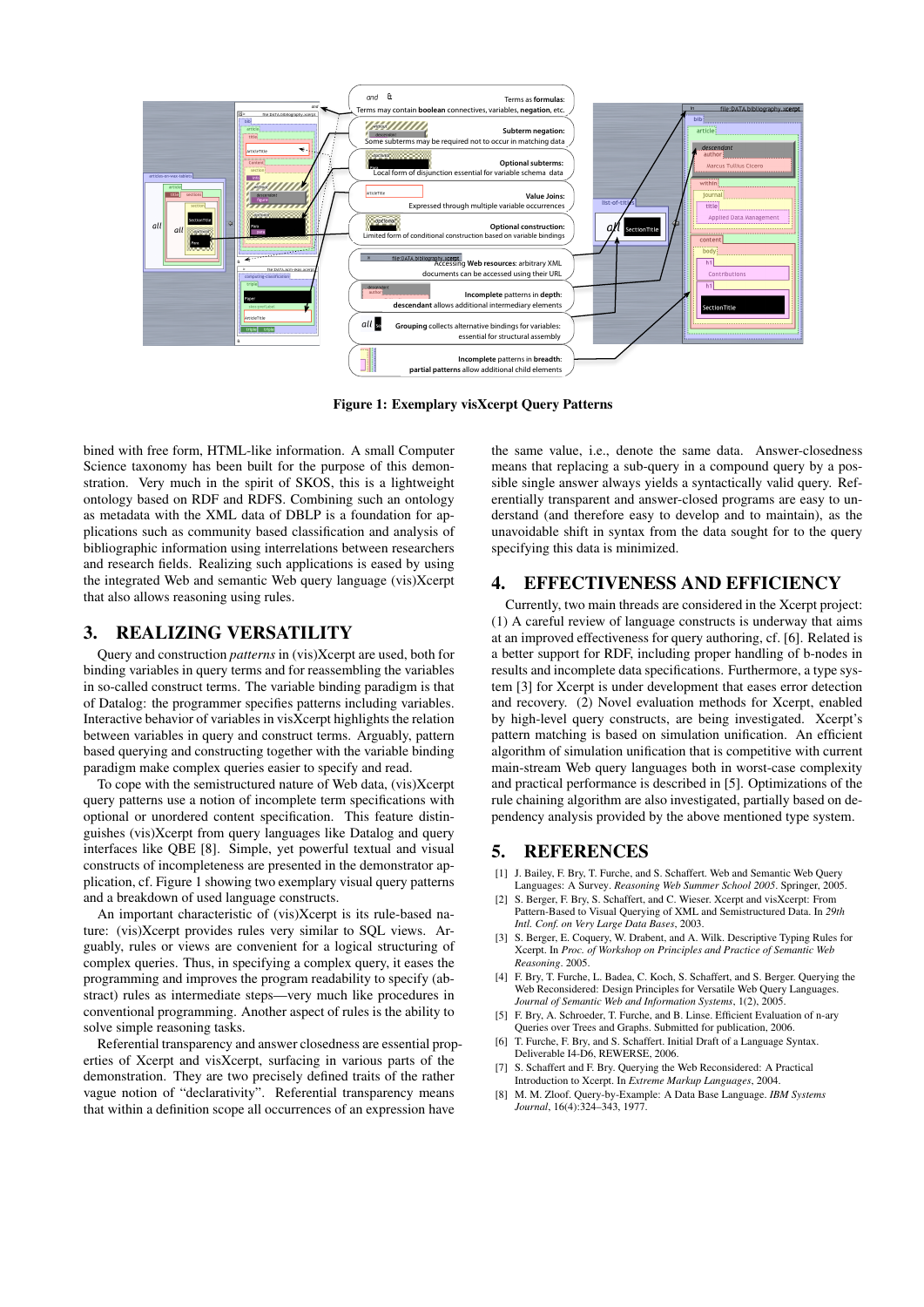Figure 1: Exemplary visXcerpt Query Patterns

bined with free form, HTML-like information. A small Computer Science taxonomy has been built for the purpose of this demonstration. Very much in the spirit of SKOS, this is a lightweight ontology based on RDF and RDFS. Combining such an ontology as metadata with the XML data of DBLP is a foundation for applications such as community based classification and analysis of bibliographic information using interrelations between researchers and research fields. Realizing such applications is eased by using the integrated Web and semantic Web query language (vis)Xcerpt that also allows reasoning using rules.

## 3. REALIZING VERSATILITY

Query and construction *patterns* in (vis)Xcerpt are used, both for binding variables in query terms and for reassembling the variables in so-called construct terms. The variable binding paradigm is that of Datalog: the programmer specifies patterns including variables. Interactive behavior of variables in visXcerpt highlights the relation between variables in query and construct terms. Arguably, pattern based querying and constructing together with the variable binding paradigm make complex queries easier to specify and read.

To cope with the semistructured nature of Web data, (vis)Xcerpt query patterns use a notion of incomplete term specifications with optional or unordered content specification. This feature distinguishes (vis)Xcerpt from query languages like Datalog and query interfaces like QBE [8]. Simple, yet powerful textual and visual constructs of incompleteness are presented in the demonstrator application, cf. Figure 1 showing two exemplary visual query patterns and a breakdown of used language constructs.

An important characteristic of (vis)Xcerpt is its rule-based nature: (vis)Xcerpt provides rules very similar to SQL views. Arguably, rules or views are convenient for a logical structuring of complex queries. Thus, in specifying a complex query, it eases the programming and improves the program readability to specify (abstract) rules as intermediate steps—very much like procedures in conventional programming. Another aspect of rules is the ability to solve simple reasoning tasks.

Referential transparency and answer closedness are essential properties of Xcerpt and visXcerpt, surfacing in various parts of the demonstration. They are two precisely defined traits of the rather vague notion of "declarativity". Referential transparency means that within a definition scope all occurrences of an expression have the same value, i.e., denote the same data. Answer-closedness means that replacing a sub-query in a compound query by a possible single answer always yields a syntactically valid query. Referentially transparent and answer-closed programs are easy to understand (and therefore easy to develop and to maintain), as the unavoidable shift in syntax from the data sought for to the query specifying this data is minimized.

## 4. EFFECTIVENESS AND EFFICIENCY

Currently, two main threads are considered in the Xcerpt project: (1) A careful review of language constructs is underway that aims at an improved effectiveness for query authoring, cf. [6]. Related is a better support for RDF, including proper handling of b-nodes in results and incomplete data specifications. Furthermore, a type system [3] for Xcerpt is under development that eases error detection and recovery. (2) Novel evaluation methods for Xcerpt, enabled by high-level query constructs, are being investigated. Xcerpt's pattern matching is based on simulation unification. An efficient algorithm of simulation unification that is competitive with current main-stream Web query languages both in worst-case complexity and practical performance is described in [5]. Optimizations of the rule chaining algorithm are also investigated, partially based on dependency analysis provided by the above mentioned type system.

## 5. REFERENCES

[1] J. Bailey, F. Bry, T. Furche, and S. Schaffert. Web and Semantic Web Query Languages: A Survey. *Reasoning Web Summer School 2005*. Springer, 2005.

[2] S. Berger, F. Bry, S. Schaffert, and C. Wieser. Xcerpt and visXcerpt: From Pattern-Based to Visual Querying of XML and Semistructured Data. In *29th Intl. Conf. on Very Large Data Bases*, 2003.

[3] S. Berger, E. Coquery, W. Drabent, and A. Wilk. Descriptive Typing Rules for Xcerpt. In *Proc. of Workshop on Principles and Practice of Semantic Web Reasoning*. 2005.

[4] F. Bry, T. Furche, L. Badea, C. Koch, S. Schaffert, and S. Berger. Querying the Web Reconsidered: Design Principles for Versatile Web Query Languages. *Journal of Semantic Web and Information Systems*, 1(2), 2005.

[5] F. Bry, A. Schroeder, T. Furche, and B. Linse. Efficient Evaluation of n-ary Queries over Trees and Graphs. Submitted for publication, 2006.

[6] T. Furche, F. Bry, and S. Schaffert. Initial Draft of a Language Syntax. Deliverable I4-D6, REWERSE, 2006.

[7] S. Schaffert and F. Bry. Querying the Web Reconsidered: A Practical Introduction to Xcerpt. In *Extreme Markup Languages*, 2004.

[8] M. M. Zloof. Query-by-Example: A Data Base Language. *IBM Systems Journal*, 16(4):324–343, 1977.